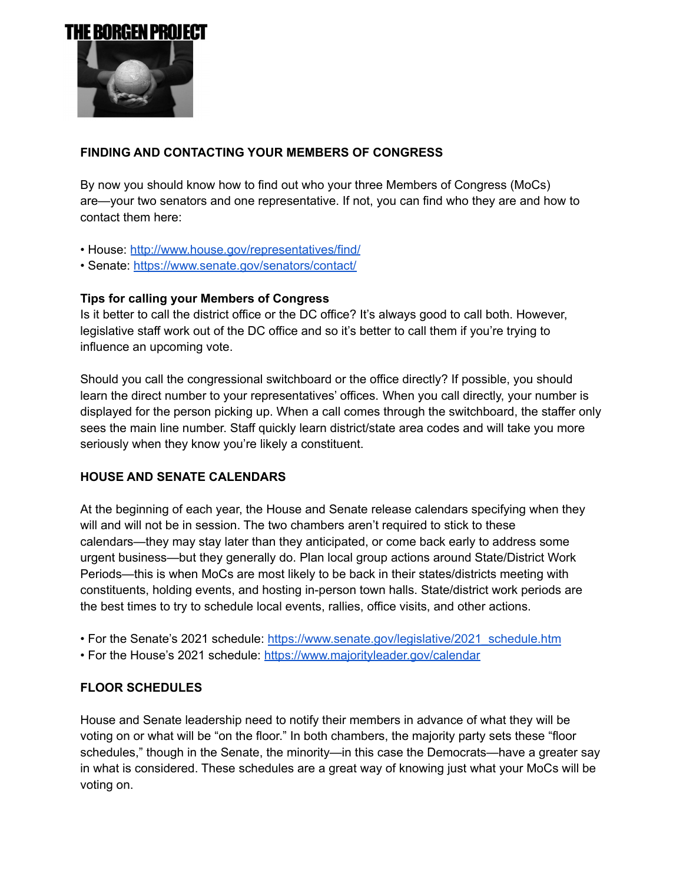THE BORGEN PROJECT

## FINDING AND CONTACTING YOUR MEMBERS OF CONGRESS

By now you should know how to find out who your three Members of Congress (MoCs) are—your two senators and one representative. If not, you can find who they are and how to contact them here:

- House: http://www.house.gov/representatives/find/
- Senate: https://www.senate.gov/senators/contact/

### Tips for calling your Members of Congress

Is it better to call the district office or the DC office? It's always good to call both. However, legislative staff work out of the DC office and so it's better to call them if you're trying to influence an upcoming vote.

Should you call the congressional switchboard or the office directly? If possible, you should learn the direct number to your representatives' offices. When you call directly, your number is displayed for the person picking up. When a call comes through the switchboard, the staffer only sees the main line number. Staff quickly learn district/state area codes and will take you more seriously when they know you're likely a constituent.

## HOUSE AND SENATE CALENDARS

At the beginning of each year, the House and Senate release calendars specifying when they will and will not be in session. The two chambers aren't required to stick to these calendars—they may stay later than they anticipated, or come back early to address some urgent business—but they generally do. Plan local group actions around State/District Work Periods—this is when MoCs are most likely to be back in their states/districts meeting with constituents, holding events, and hosting in-person town halls. State/district work periods are the best times to try to schedule local events, rallies, office visits, and other actions.

- For the Senate's 2021 schedule: https://www.senate.gov/legislative/2021_schedule.htm
- For the House's 2021 schedule: https://www.majorityleader.gov/calendar

## FLOOR SCHEDULES

House and Senate leadership need to notify their members in advance of what they will be voting on or what will be "on the floor." In both chambers, the majority party sets these "floor schedules," though in the Senate, the minority—in this case the Democrats—have a greater say in what is considered. These schedules are a great way of knowing just what your MoCs will be voting on.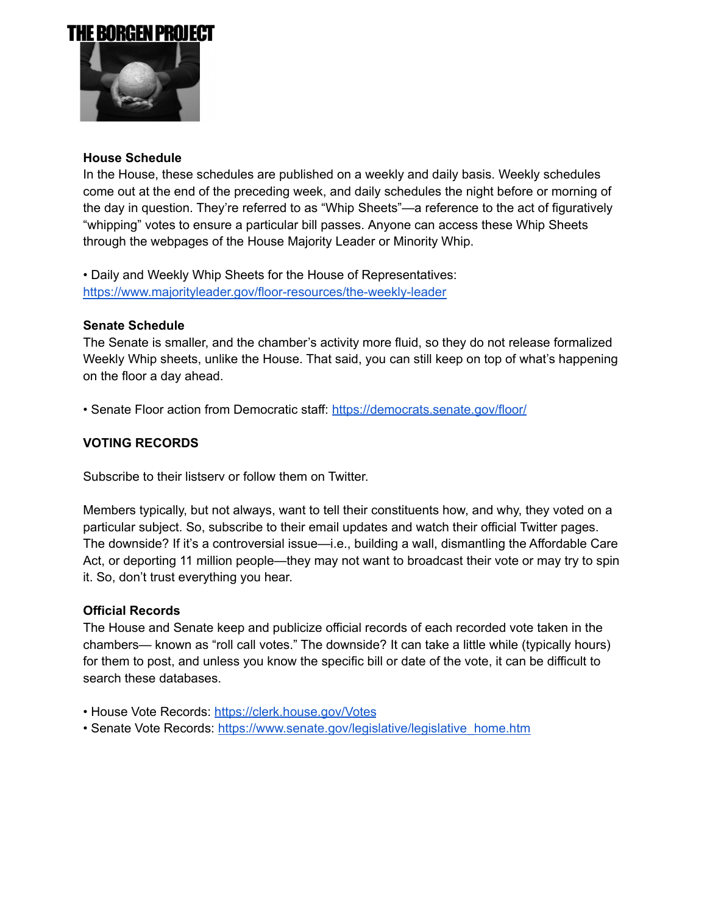**House Schedule**
In the House, these schedules are published on a weekly and daily basis. Weekly schedules come out at the end of the preceding week, and daily schedules the night before or morning of the day in question. They're referred to as "Whip Sheets"—a reference to the act of figuratively "whipping" votes to ensure a particular bill passes. Anyone can access these Whip Sheets through the webpages of the House Majority Leader or Minority Whip.

• Daily and Weekly Whip Sheets for the House of Representatives: https://www.majorityleader.gov/floor-resources/the-weekly-leader

**Senate Schedule**
The Senate is smaller, and the chamber's activity more fluid, so they do not release formalized Weekly Whip sheets, unlike the House. That said, you can still keep on top of what's happening on the floor a day ahead.

• Senate Floor action from Democratic staff: https://democrats.senate.gov/floor/

**VOTING RECORDS**

Subscribe to their listserv or follow them on Twitter.

Members typically, but not always, want to tell their constituents how, and why, they voted on a particular subject. So, subscribe to their email updates and watch their official Twitter pages. The downside? If it's a controversial issue—i.e., building a wall, dismantling the Affordable Care Act, or deporting 11 million people—they may not want to broadcast their vote or may try to spin it. So, don't trust everything you hear.

**Official Records**
The House and Senate keep and publicize official records of each recorded vote taken in the chambers— known as "roll call votes." The downside? It can take a little while (typically hours) for them to post, and unless you know the specific bill or date of the vote, it can be difficult to search these databases.

• House Vote Records: https://clerk.house.gov/Votes
• Senate Vote Records: https://www.senate.gov/legislative/legislative_home.htm